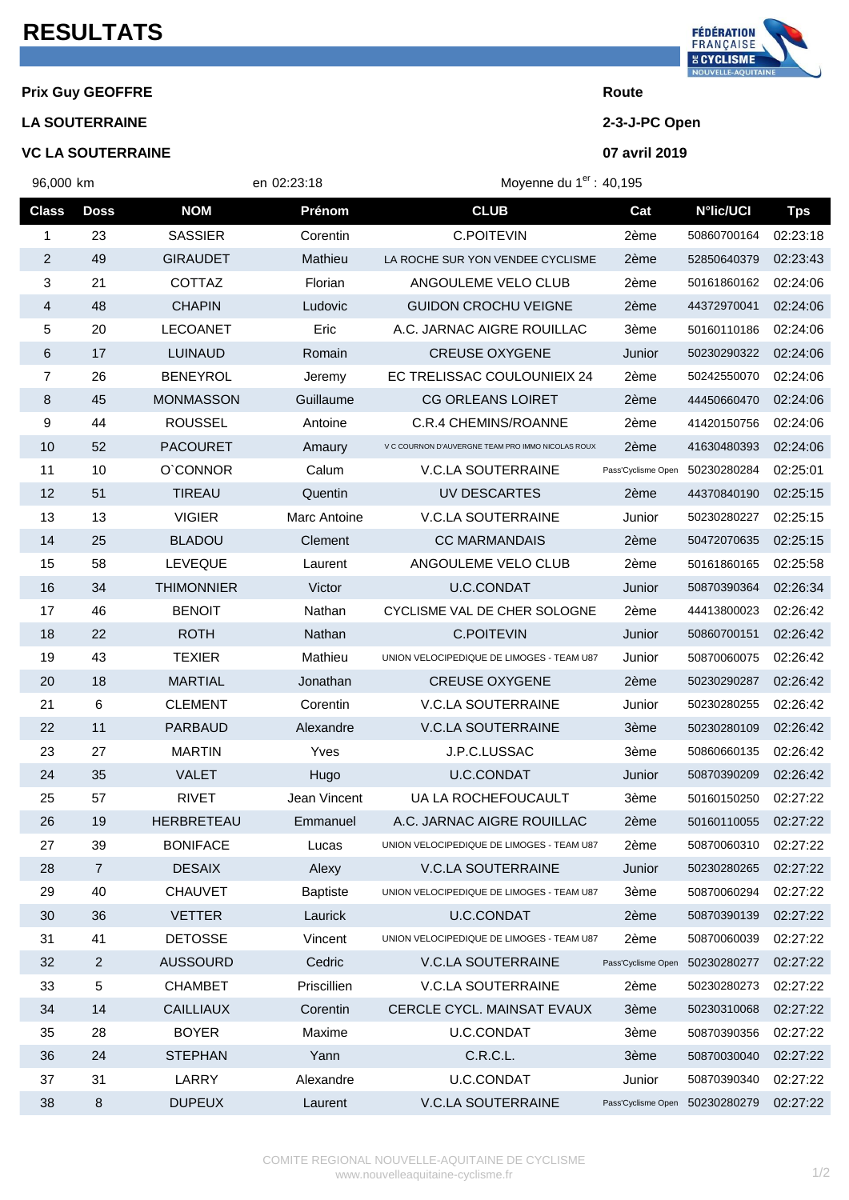# RESULTATS

**Prix Guy GEOFFRE**

**LA SOUTERRAINE**

**VC LA SOUTERRAINE**

**Route**

**2-3-J-PC Open**

**07 avril 2019**

96,000 km en 02:23:18 Moyenne du 1er : 40,195

| Class | Doss | NOM | Prénom | CLUB | Cat | N°lic/UCI | Tps |
|---|---|---|---|---|---|---|---|
| 1 | 23 | SASSIER | Corentin | C.POITEVIN | 2ème | 50860700164 | 02:23:18 |
| 2 | 49 | GIRAUDET | Mathieu | LA ROCHE SUR YON VENDEE CYCLISME | 2ème | 52850640379 | 02:23:43 |
| 3 | 21 | COTTAZ | Florian | ANGOULEME VELO CLUB | 2ème | 50161860162 | 02:24:06 |
| 4 | 48 | CHAPIN | Ludovic | GUIDON CROCHU VEIGNE | 2ème | 44372970041 | 02:24:06 |
| 5 | 20 | LECOANET | Eric | A.C. JARNAC AIGRE ROUILLAC | 3ème | 50160110186 | 02:24:06 |
| 6 | 17 | LUINAUD | Romain | CREUSE OXYGENE | Junior | 50230290322 | 02:24:06 |
| 7 | 26 | BENEYROL | Jeremy | EC TRELISSAC COULOUNIEIX 24 | 2ème | 50242550070 | 02:24:06 |
| 8 | 45 | MONMASSON | Guillaume | CG ORLEANS LOIRET | 2ème | 44450660470 | 02:24:06 |
| 9 | 44 | ROUSSEL | Antoine | C.R.4 CHEMINS/ROANNE | 2ème | 41420150756 | 02:24:06 |
| 10 | 52 | PACOURET | Amaury | V C COURNON D'AUVERGNE TEAM PRO IMMO NICOLAS ROUX | 2ème | 41630480393 | 02:24:06 |
| 11 | 10 | O`CONNOR | Calum | V.C.LA SOUTERRAINE | Pass'Cyclisme Open | 50230280284 | 02:25:01 |
| 12 | 51 | TIREAU | Quentin | UV DESCARTES | 2ème | 44370840190 | 02:25:15 |
| 13 | 13 | VIGIER | Marc Antoine | V.C.LA SOUTERRAINE | Junior | 50230280227 | 02:25:15 |
| 14 | 25 | BLADOU | Clement | CC MARMANDAIS | 2ème | 50472070635 | 02:25:15 |
| 15 | 58 | LEVEQUE | Laurent | ANGOULEME VELO CLUB | 2ème | 50161860165 | 02:25:58 |
| 16 | 34 | THIMONNIER | Victor | U.C.CONDAT | Junior | 50870390364 | 02:26:34 |
| 17 | 46 | BENOIT | Nathan | CYCLISME VAL DE CHER SOLOGNE | 2ème | 44413800023 | 02:26:42 |
| 18 | 22 | ROTH | Nathan | C.POITEVIN | Junior | 50860700151 | 02:26:42 |
| 19 | 43 | TEXIER | Mathieu | UNION VELOCIPEDIQUE DE LIMOGES - TEAM U87 | Junior | 50870060075 | 02:26:42 |
| 20 | 18 | MARTIAL | Jonathan | CREUSE OXYGENE | 2ème | 50230290287 | 02:26:42 |
| 21 | 6 | CLEMENT | Corentin | V.C.LA SOUTERRAINE | Junior | 50230280255 | 02:26:42 |
| 22 | 11 | PARBAUD | Alexandre | V.C.LA SOUTERRAINE | 3ème | 50230280109 | 02:26:42 |
| 23 | 27 | MARTIN | Yves | J.P.C.LUSSAC | 3ème | 50860660135 | 02:26:42 |
| 24 | 35 | VALET | Hugo | U.C.CONDAT | Junior | 50870390209 | 02:26:42 |
| 25 | 57 | RIVET | Jean Vincent | UA LA ROCHEFOUCAULT | 3ème | 50160150250 | 02:27:22 |
| 26 | 19 | HERBRETEAU | Emmanuel | A.C. JARNAC AIGRE ROUILLAC | 2ème | 50160110055 | 02:27:22 |
| 27 | 39 | BONIFACE | Lucas | UNION VELOCIPEDIQUE DE LIMOGES - TEAM U87 | 2ème | 50870060310 | 02:27:22 |
| 28 | 7 | DESAIX | Alexy | V.C.LA SOUTERRAINE | Junior | 50230280265 | 02:27:22 |
| 29 | 40 | CHAUVET | Baptiste | UNION VELOCIPEDIQUE DE LIMOGES - TEAM U87 | 3ème | 50870060294 | 02:27:22 |
| 30 | 36 | VETTER | Laurick | U.C.CONDAT | 2ème | 50870390139 | 02:27:22 |
| 31 | 41 | DETOSSE | Vincent | UNION VELOCIPEDIQUE DE LIMOGES - TEAM U87 | 2ème | 50870060039 | 02:27:22 |
| 32 | 2 | AUSSOURD | Cedric | V.C.LA SOUTERRAINE | Pass'Cyclisme Open | 50230280277 | 02:27:22 |
| 33 | 5 | CHAMBET | Priscillien | V.C.LA SOUTERRAINE | 2ème | 50230280273 | 02:27:22 |
| 34 | 14 | CAILLIAUX | Corentin | CERCLE CYCL. MAINSAT EVAUX | 3ème | 50230310068 | 02:27:22 |
| 35 | 28 | BOYER | Maxime | U.C.CONDAT | 3ème | 50870390356 | 02:27:22 |
| 36 | 24 | STEPHAN | Yann | C.R.C.L. | 3ème | 50870030040 | 02:27:22 |
| 37 | 31 | LARRY | Alexandre | U.C.CONDAT | Junior | 50870390340 | 02:27:22 |
| 38 | 8 | DUPEUX | Laurent | V.C.LA SOUTERRAINE | Pass'Cyclisme Open | 50230280279 | 02:27:22 |

COMITE REGIONAL NOUVELLE-AQUITAINE DE CYCLISME
www.nouvelleaquitaine-cyclisme.fr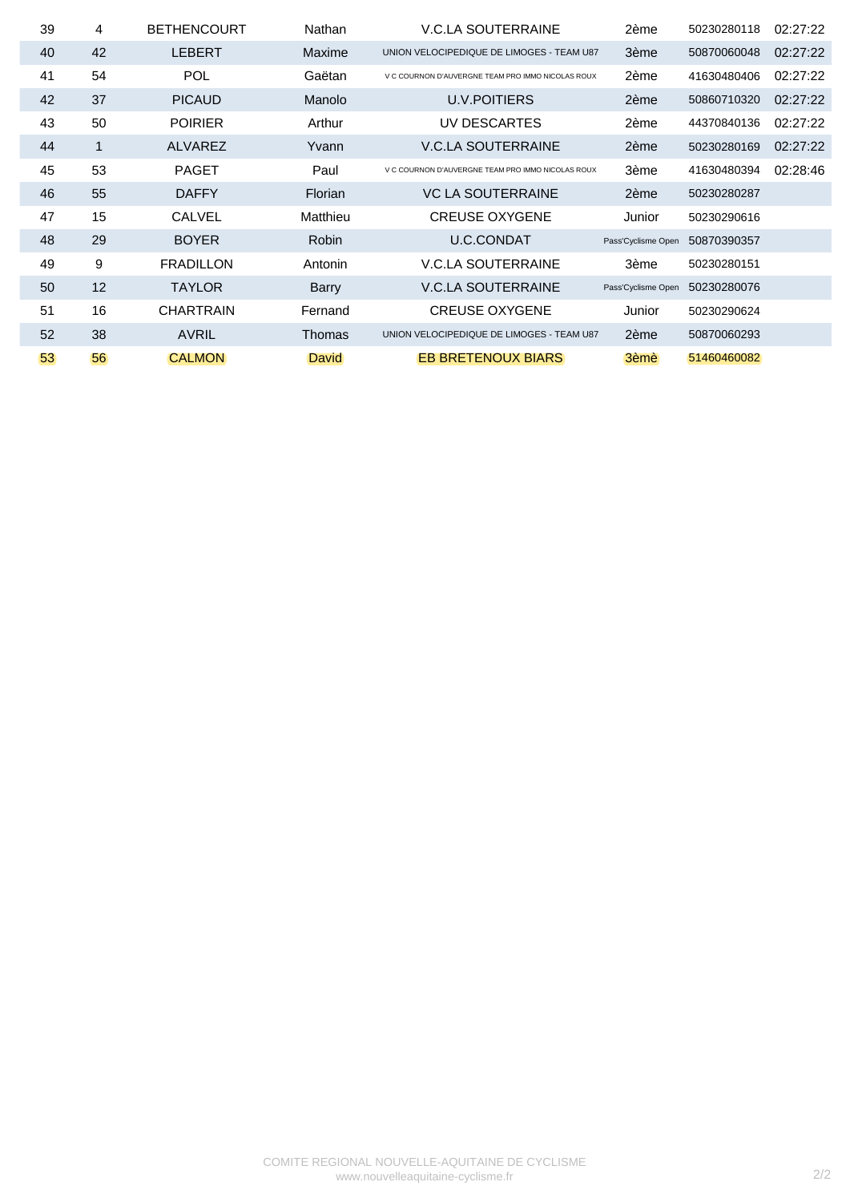| | | | | | | | |
|---|---|---|---|---|---|---|---|
| 39 | 4 | BETHENCOURT | Nathan | V.C.LA SOUTERRAINE | 2ème | 50230280118 | 02:27:22 |
| 40 | 42 | LEBERT | Maxime | UNION VELOCIPEDIQUE DE LIMOGES - TEAM U87 | 3ème | 50870060048 | 02:27:22 |
| 41 | 54 | POL | Gaëtan | V C COURNON D'AUVERGNE TEAM PRO IMMO NICOLAS ROUX | 2ème | 41630480406 | 02:27:22 |
| 42 | 37 | PICAUD | Manolo | U.V.POITIERS | 2ème | 50860710320 | 02:27:22 |
| 43 | 50 | POIRIER | Arthur | UV DESCARTES | 2ème | 44370840136 | 02:27:22 |
| 44 | 1 | ALVAREZ | Yvann | V.C.LA SOUTERRAINE | 2ème | 50230280169 | 02:27:22 |
| 45 | 53 | PAGET | Paul | V C COURNON D'AUVERGNE TEAM PRO IMMO NICOLAS ROUX | 3ème | 41630480394 | 02:28:46 |
| 46 | 55 | DAFFY | Florian | VC LA SOUTERRAINE | 2ème | 50230280287 | |
| 47 | 15 | CALVEL | Matthieu | CREUSE OXYGENE | Junior | 50230290616 | |
| 48 | 29 | BOYER | Robin | U.C.CONDAT | Pass'Cyclisme Open | 50870390357 | |
| 49 | 9 | FRADILLON | Antonin | V.C.LA SOUTERRAINE | 3ème | 50230280151 | |
| 50 | 12 | TAYLOR | Barry | V.C.LA SOUTERRAINE | Pass'Cyclisme Open | 50230280076 | |
| 51 | 16 | CHARTRAIN | Fernand | CREUSE OXYGENE | Junior | 50230290624 | |
| 52 | 38 | AVRIL | Thomas | UNION VELOCIPEDIQUE DE LIMOGES - TEAM U87 | 2ème | 50870060293 | |
| 53 | 56 | CALMON | David | EB BRETENOUX BIARS | 3èmè | 51460460082 | |

COMITE REGIONAL NOUVELLE-AQUITAINE DE CYCLISME
www.nouvelleaquitaine-cyclisme.fr